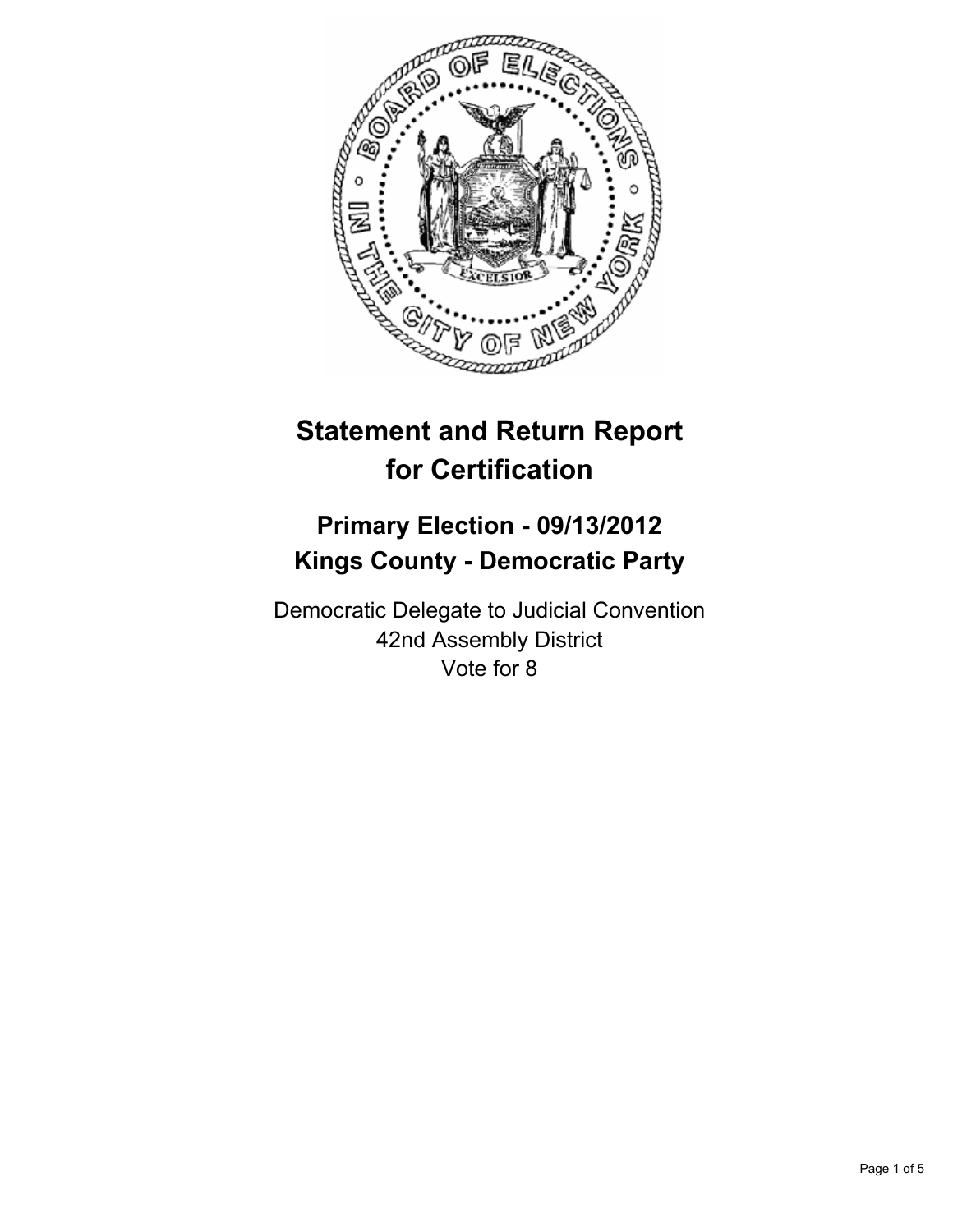# Statement and Return Report for Certification

## Primary Election - 09/13/2012
## Kings County - Democratic Party

Democratic Delegate to Judicial Convention
42nd Assembly District
Vote for 8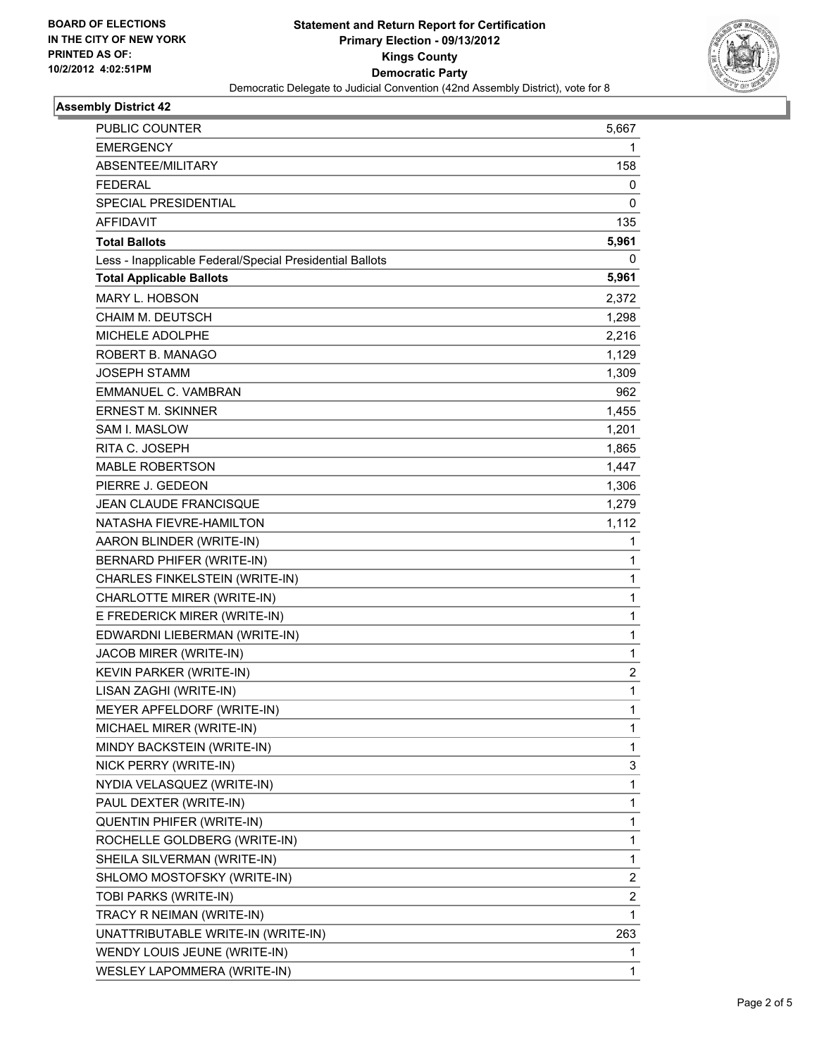BOARD OF ELECTIONS
IN THE CITY OF NEW YORK
PRINTED AS OF:
10/2/2012 4:02:51PM

# Statement and Return Report for Certification
## Primary Election - 09/13/2012
## Kings County
## Democratic Party
Democratic Delegate to Judicial Convention (42nd Assembly District), vote for 8

### Assembly District 42

| | |
|---|---|
| PUBLIC COUNTER | 5,667 |
| EMERGENCY | 1 |
| ABSENTEE/MILITARY | 158 |
| FEDERAL | 0 |
| SPECIAL PRESIDENTIAL | 0 |
| AFFIDAVIT | 135 |
| **Total Ballots** | **5,961** |
| Less - Inapplicable Federal/Special Presidential Ballots | 0 |
| **Total Applicable Ballots** | **5,961** |
| MARY L. HOBSON | 2,372 |
| CHAIM M. DEUTSCH | 1,298 |
| MICHELE ADOLPHE | 2,216 |
| ROBERT B. MANAGO | 1,129 |
| JOSEPH STAMM | 1,309 |
| EMMANUEL C. VAMBRAN | 962 |
| ERNEST M. SKINNER | 1,455 |
| SAM I. MASLOW | 1,201 |
| RITA C. JOSEPH | 1,865 |
| MABLE ROBERTSON | 1,447 |
| PIERRE J. GEDEON | 1,306 |
| JEAN CLAUDE FRANCISQUE | 1,279 |
| NATASHA FIEVRE-HAMILTON | 1,112 |
| AARON BLINDER (WRITE-IN) | 1 |
| BERNARD PHIFER (WRITE-IN) | 1 |
| CHARLES FINKELSTEIN (WRITE-IN) | 1 |
| CHARLOTTE MIRER (WRITE-IN) | 1 |
| E FREDERICK MIRER (WRITE-IN) | 1 |
| EDWARDNI LIEBERMAN (WRITE-IN) | 1 |
| JACOB MIRER (WRITE-IN) | 1 |
| KEVIN PARKER (WRITE-IN) | 2 |
| LISAN ZAGHI (WRITE-IN) | 1 |
| MEYER APFELDORF (WRITE-IN) | 1 |
| MICHAEL MIRER (WRITE-IN) | 1 |
| MINDY BACKSTEIN (WRITE-IN) | 1 |
| NICK PERRY (WRITE-IN) | 3 |
| NYDIA VELASQUEZ (WRITE-IN) | 1 |
| PAUL DEXTER (WRITE-IN) | 1 |
| QUENTIN PHIFER (WRITE-IN) | 1 |
| ROCHELLE GOLDBERG (WRITE-IN) | 1 |
| SHEILA SILVERMAN (WRITE-IN) | 1 |
| SHLOMO MOSTOFSKY (WRITE-IN) | 2 |
| TOBI PARKS (WRITE-IN) | 2 |
| TRACY R NEIMAN (WRITE-IN) | 1 |
| UNATTRIBUTABLE WRITE-IN (WRITE-IN) | 263 |
| WENDY LOUIS JEUNE (WRITE-IN) | 1 |
| WESLEY LAPOMMERA (WRITE-IN) | 1 |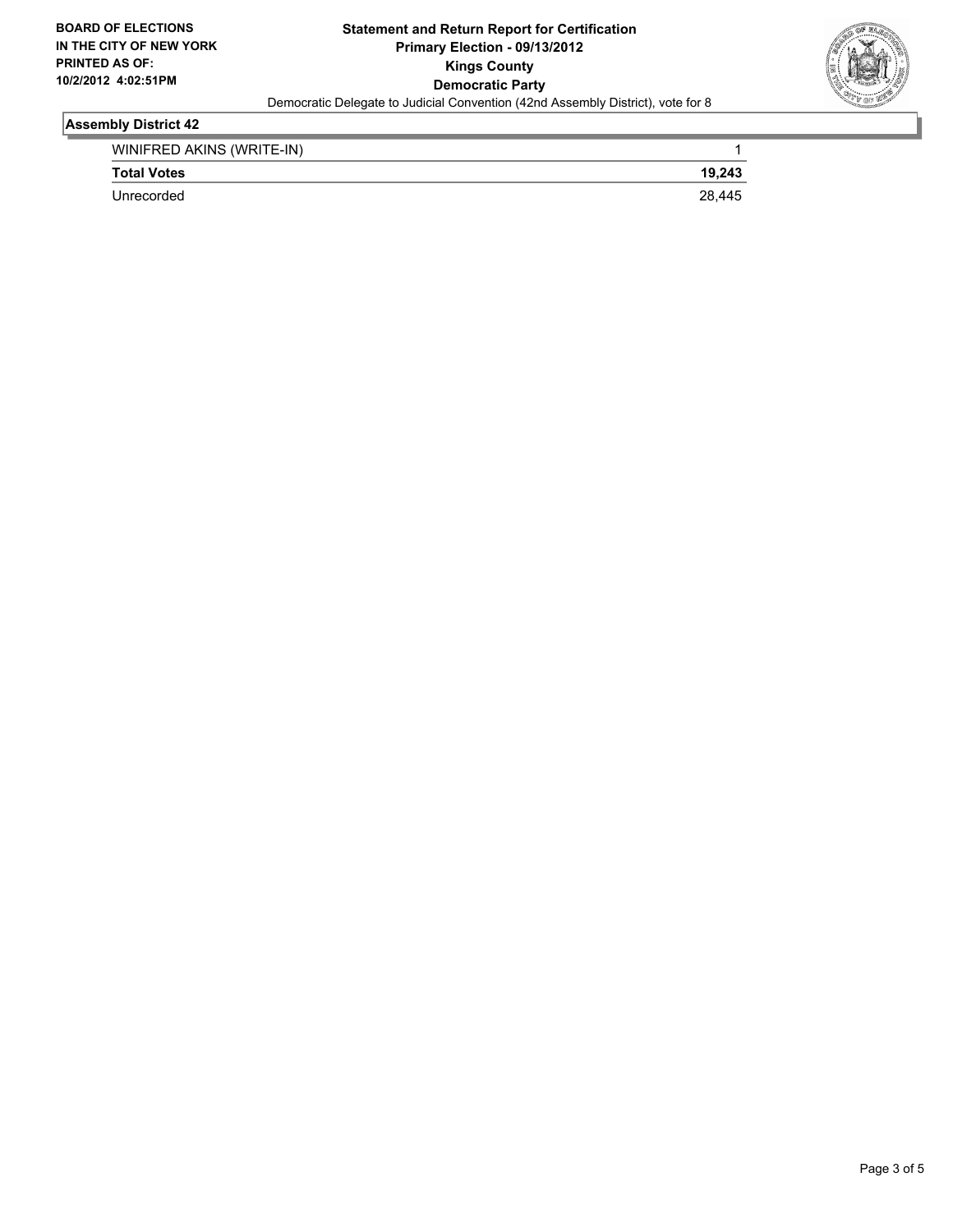**BOARD OF ELECTIONS IN THE CITY OF NEW YORK PRINTED AS OF: 10/2/2012 4:02:51PM**

**Statement and Return Report for Certification**
**Primary Election - 09/13/2012**
**Kings County**
**Democratic Party**
Democratic Delegate to Judicial Convention (42nd Assembly District), vote for 8

### Assembly District 42

| | |
|---|---|
| WINIFRED AKINS (WRITE-IN) | 1 |
| **Total Votes** | **19,243** |
| Unrecorded | 28,445 |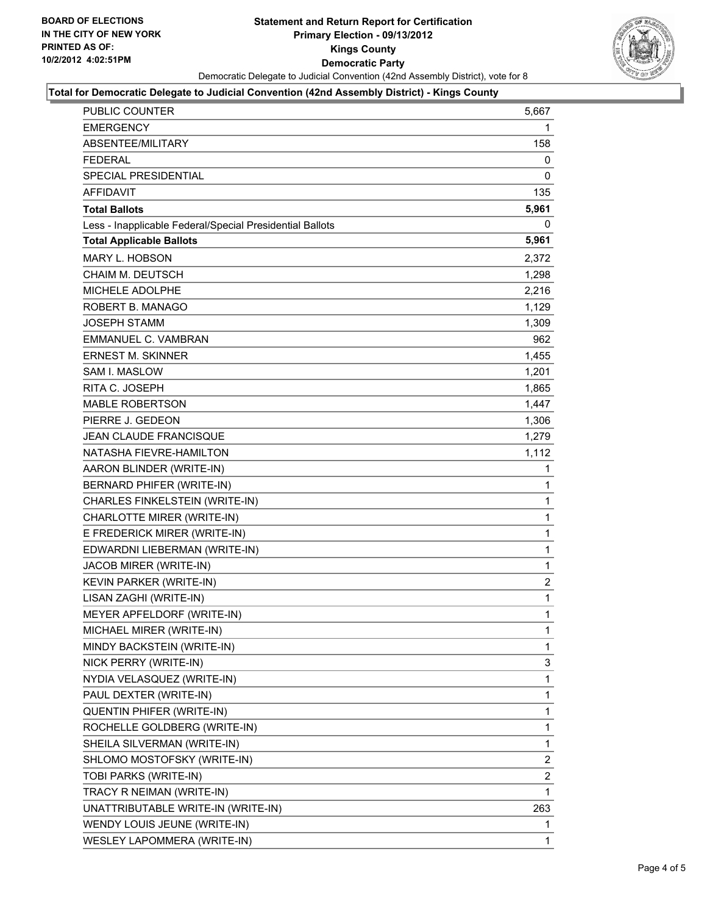**BOARD OF ELECTIONS IN THE CITY OF NEW YORK PRINTED AS OF: 10/2/2012 4:02:51PM**

# Statement and Return Report for Certification
## Primary Election - 09/13/2012
## Kings County
## Democratic Party

Democratic Delegate to Judicial Convention (42nd Assembly District), vote for 8

**Total for Democratic Delegate to Judicial Convention (42nd Assembly District) - Kings County**

| | |
|---|---|
| PUBLIC COUNTER | 5,667 |
| EMERGENCY | 1 |
| ABSENTEE/MILITARY | 158 |
| FEDERAL | 0 |
| SPECIAL PRESIDENTIAL | 0 |
| AFFIDAVIT | 135 |
| **Total Ballots** | **5,961** |
| Less - Inapplicable Federal/Special Presidential Ballots | 0 |
| **Total Applicable Ballots** | **5,961** |
| MARY L. HOBSON | 2,372 |
| CHAIM M. DEUTSCH | 1,298 |
| MICHELE ADOLPHE | 2,216 |
| ROBERT B. MANAGO | 1,129 |
| JOSEPH STAMM | 1,309 |
| EMMANUEL C. VAMBRAN | 962 |
| ERNEST M. SKINNER | 1,455 |
| SAM I. MASLOW | 1,201 |
| RITA C. JOSEPH | 1,865 |
| MABLE ROBERTSON | 1,447 |
| PIERRE J. GEDEON | 1,306 |
| JEAN CLAUDE FRANCISQUE | 1,279 |
| NATASHA FIEVRE-HAMILTON | 1,112 |
| AARON BLINDER (WRITE-IN) | 1 |
| BERNARD PHIFER (WRITE-IN) | 1 |
| CHARLES FINKELSTEIN (WRITE-IN) | 1 |
| CHARLOTTE MIRER (WRITE-IN) | 1 |
| E FREDERICK MIRER (WRITE-IN) | 1 |
| EDWARDNI LIEBERMAN (WRITE-IN) | 1 |
| JACOB MIRER (WRITE-IN) | 1 |
| KEVIN PARKER (WRITE-IN) | 2 |
| LISAN ZAGHI (WRITE-IN) | 1 |
| MEYER APFELDORF (WRITE-IN) | 1 |
| MICHAEL MIRER (WRITE-IN) | 1 |
| MINDY BACKSTEIN (WRITE-IN) | 1 |
| NICK PERRY (WRITE-IN) | 3 |
| NYDIA VELASQUEZ (WRITE-IN) | 1 |
| PAUL DEXTER (WRITE-IN) | 1 |
| QUENTIN PHIFER (WRITE-IN) | 1 |
| ROCHELLE GOLDBERG (WRITE-IN) | 1 |
| SHEILA SILVERMAN (WRITE-IN) | 1 |
| SHLOMO MOSTOFSKY (WRITE-IN) | 2 |
| TOBI PARKS (WRITE-IN) | 2 |
| TRACY R NEIMAN (WRITE-IN) | 1 |
| UNATTRIBUTABLE WRITE-IN (WRITE-IN) | 263 |
| WENDY LOUIS JEUNE (WRITE-IN) | 1 |
| WESLEY LAPOMMERA (WRITE-IN) | 1 |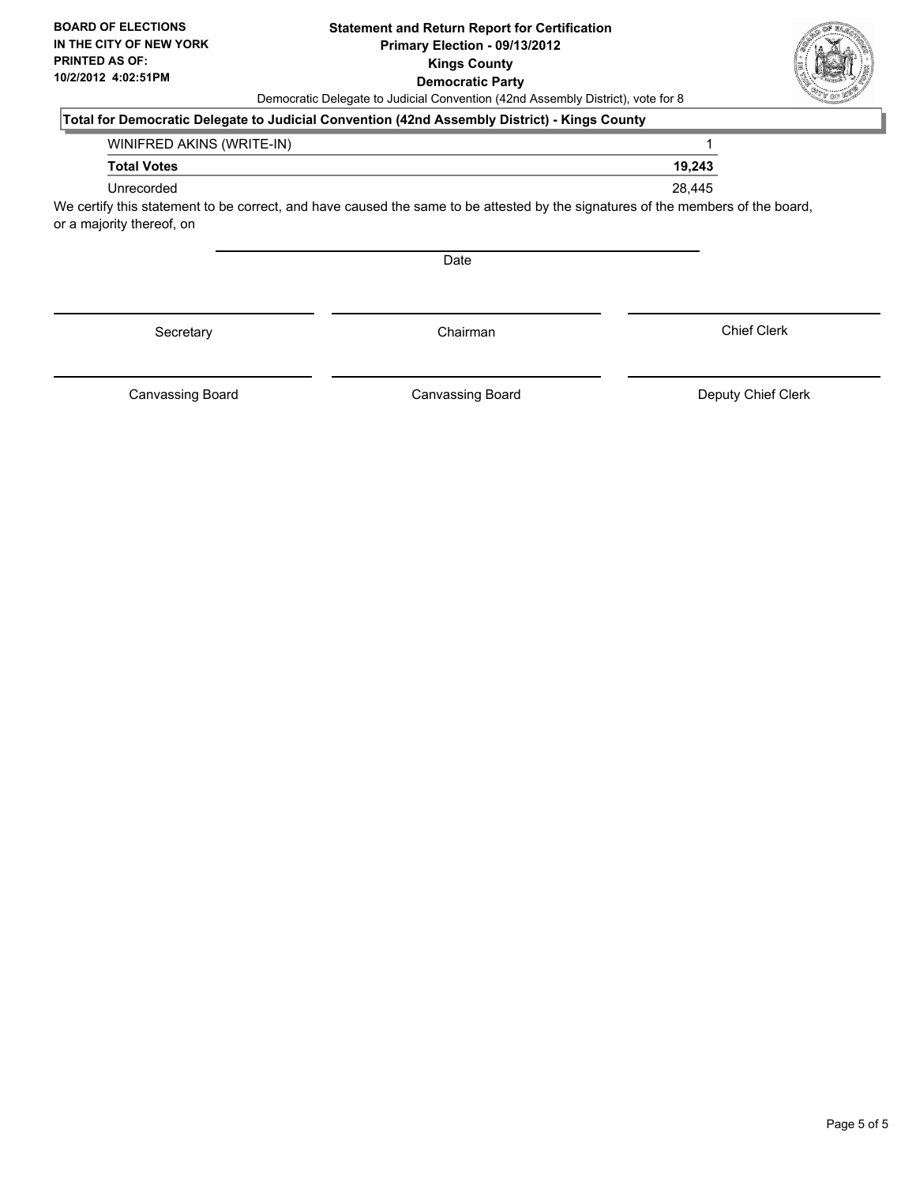**BOARD OF ELECTIONS IN THE CITY OF NEW YORK PRINTED AS OF: 10/2/2012 4:02:51PM**

**Statement and Return Report for Certification**
**Primary Election - 09/13/2012**
**Kings County**
**Democratic Party**

Democratic Delegate to Judicial Convention (42nd Assembly District), vote for 8

**Total for Democratic Delegate to Judicial Convention (42nd Assembly District) - Kings County**

| | |
|---|---|
| WINIFRED AKINS (WRITE-IN) | 1 |
| **Total Votes** | **19,243** |
| Unrecorded | 28,445 |

We certify this statement to be correct, and have caused the same to be attested by the signatures of the members of the board, or a majority thereof, on

Date

Secretary | Chairman | Chief Clerk

Canvassing Board | Canvassing Board | Deputy Chief Clerk